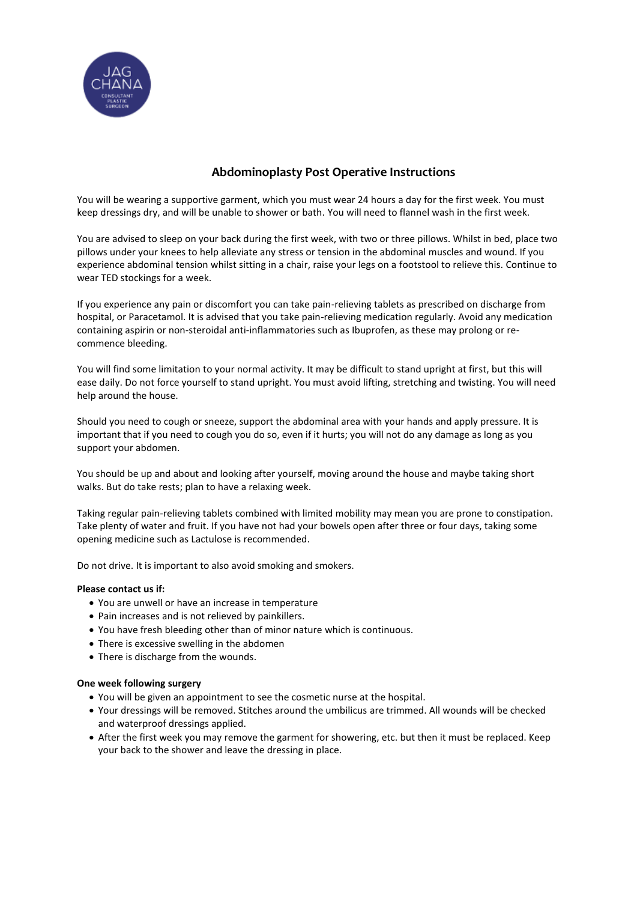# Abdominoplasty Post Operative Instructions

You will be wearing a supportive garment, which you must wear 24 hours a day for the first week. You must keep dressings dry, and will be unable to shower or bath. You will need to flannel wash in the first week.

You are advised to sleep on your back during the first week, with two or three pillows. Whilst in bed, place two pillows under your knees to help alleviate any stress or tension in the abdominal muscles and wound. If you experience abdominal tension whilst sitting in a chair, raise your legs on a footstool to relieve this. Continue to wear TED stockings for a week.

If you experience any pain or discomfort you can take pain-relieving tablets as prescribed on discharge from hospital, or Paracetamol. It is advised that you take pain-relieving medication regularly. Avoid any medication containing aspirin or non-steroidal anti-inflammatories such as Ibuprofen, as these may prolong or re-commence bleeding.

You will find some limitation to your normal activity. It may be difficult to stand upright at first, but this will ease daily. Do not force yourself to stand upright. You must avoid lifting, stretching and twisting. You will need help around the house.

Should you need to cough or sneeze, support the abdominal area with your hands and apply pressure. It is important that if you need to cough you do so, even if it hurts; you will not do any damage as long as you support your abdomen.

You should be up and about and looking after yourself, moving around the house and maybe taking short walks. But do take rests; plan to have a relaxing week.

Taking regular pain-relieving tablets combined with limited mobility may mean you are prone to constipation. Take plenty of water and fruit. If you have not had your bowels open after three or four days, taking some opening medicine such as Lactulose is recommended.

Do not drive. It is important to also avoid smoking and smokers.

**Please contact us if:**

- You are unwell or have an increase in temperature
- Pain increases and is not relieved by painkillers.
- You have fresh bleeding other than of minor nature which is continuous.
- There is excessive swelling in the abdomen
- There is discharge from the wounds.

**One week following surgery**

- You will be given an appointment to see the cosmetic nurse at the hospital.
- Your dressings will be removed. Stitches around the umbilicus are trimmed. All wounds will be checked and waterproof dressings applied.
- After the first week you may remove the garment for showering, etc. but then it must be replaced. Keep your back to the shower and leave the dressing in place.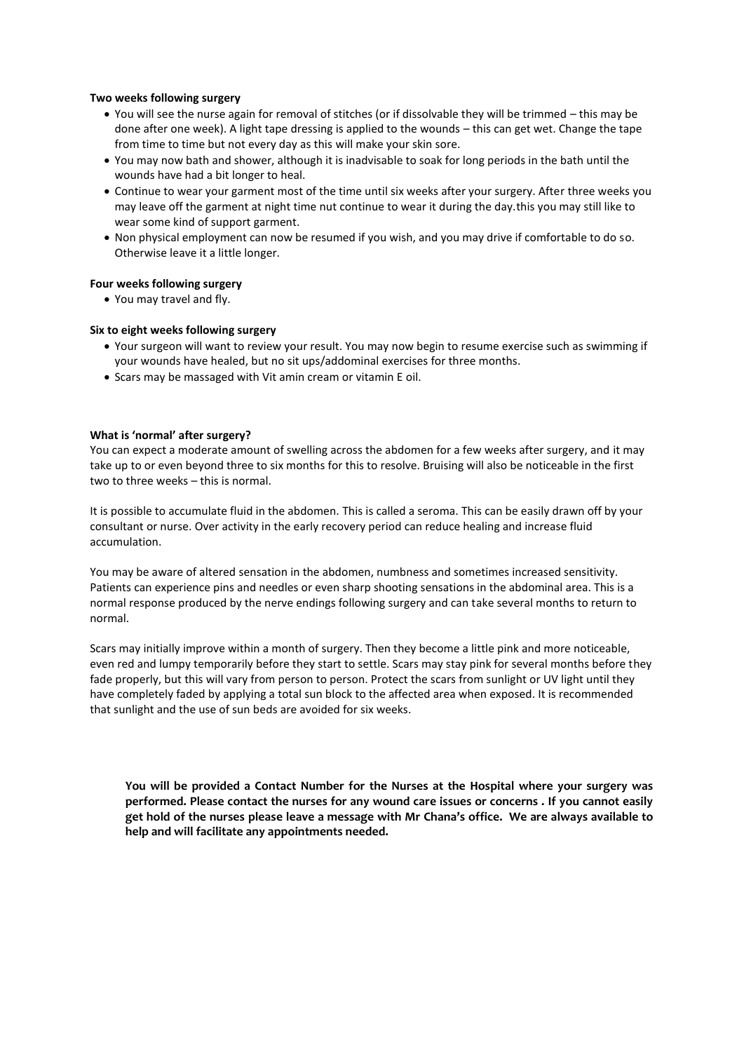**Two weeks following surgery**

- You will see the nurse again for removal of stitches (or if dissolvable they will be trimmed – this may be done after one week). A light tape dressing is applied to the wounds – this can get wet. Change the tape from time to time but not every day as this will make your skin sore.
- You may now bath and shower, although it is inadvisable to soak for long periods in the bath until the wounds have had a bit longer to heal.
- Continue to wear your garment most of the time until six weeks after your surgery. After three weeks you may leave off the garment at night time nut continue to wear it during the day.this you may still like to wear some kind of support garment.
- Non physical employment can now be resumed if you wish, and you may drive if comfortable to do so. Otherwise leave it a little longer.

**Four weeks following surgery**

- You may travel and fly.

**Six to eight weeks following surgery**

- Your surgeon will want to review your result. You may now begin to resume exercise such as swimming if your wounds have healed, but no sit ups/addominal exercises for three months.
- Scars may be massaged with Vit amin cream or vitamin E oil.

**What is 'normal' after surgery?**

You can expect a moderate amount of swelling across the abdomen for a few weeks after surgery, and it may take up to or even beyond three to six months for this to resolve. Bruising will also be noticeable in the first two to three weeks – this is normal.

It is possible to accumulate fluid in the abdomen. This is called a seroma. This can be easily drawn off by your consultant or nurse. Over activity in the early recovery period can reduce healing and increase fluid accumulation.

You may be aware of altered sensation in the abdomen, numbness and sometimes increased sensitivity. Patients can experience pins and needles or even sharp shooting sensations in the abdominal area. This is a normal response produced by the nerve endings following surgery and can take several months to return to normal.

Scars may initially improve within a month of surgery. Then they become a little pink and more noticeable, even red and lumpy temporarily before they start to settle. Scars may stay pink for several months before they fade properly, but this will vary from person to person. Protect the scars from sunlight or UV light until they have completely faded by applying a total sun block to the affected area when exposed. It is recommended that sunlight and the use of sun beds are avoided for six weeks.

**You will be provided a Contact Number for the Nurses at the Hospital where your surgery was performed. Please contact the nurses for any wound care issues or concerns . If you cannot easily get hold of the nurses please leave a message with Mr Chana's office. We are always available to help and will facilitate any appointments needed.**